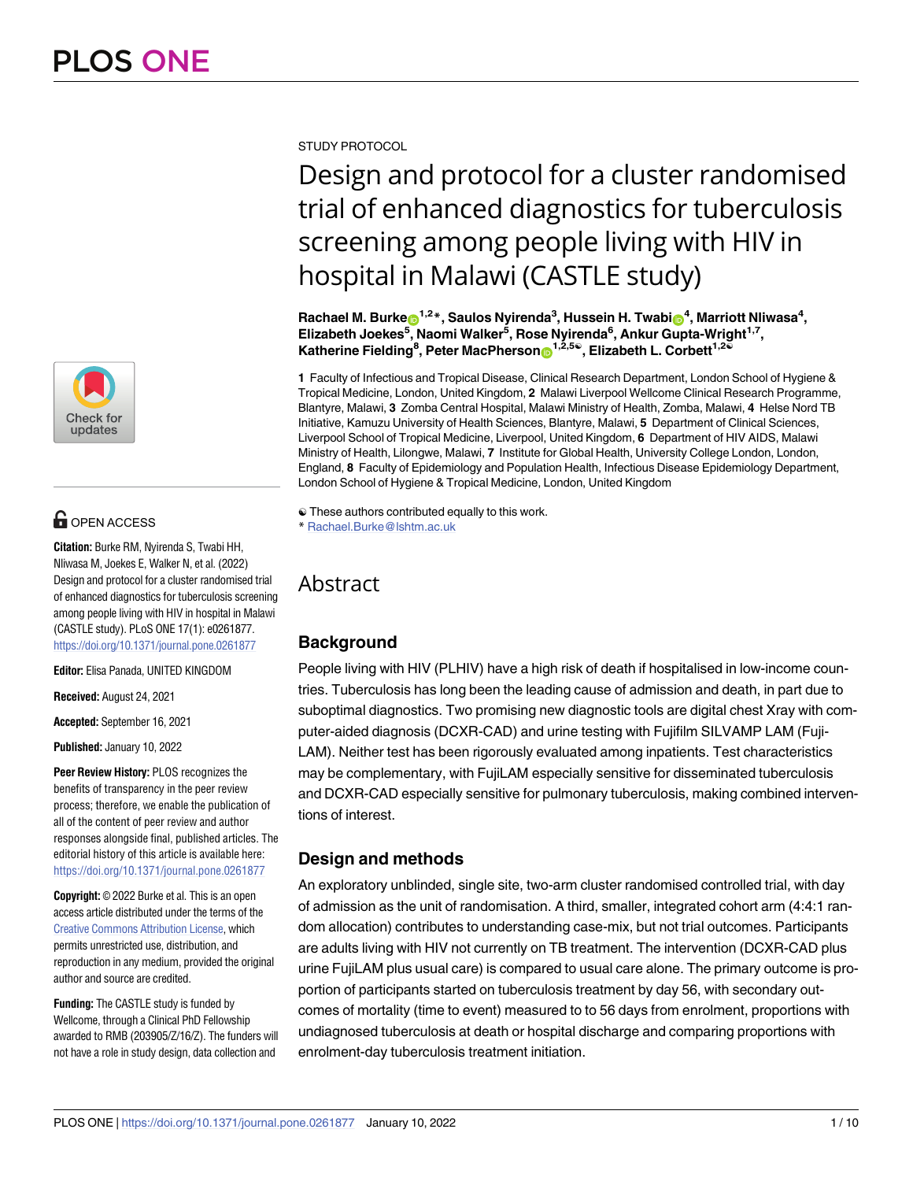STUDY PROTOCOL

# Design and protocol for a cluster randomised trial of enhanced diagnostics for tuberculosis screening among people living with HIV in hospital in Malawi (CASTLE study)

**Rachael M. Burke[1,2]*, Saulos Nyirenda[3], Hussein H. Twabi[4], Marriott Nliwasa[4], Elizabeth Joekes[5], Naomi Walker[5], Rose Nyirenda[6], Ankur Gupta-Wright[1,7], Katherine Fielding[8], Peter MacPherson[1,2,5☯], Elizabeth L. Corbett[1,2☯]**

**1** Faculty of Infectious and Tropical Disease, Clinical Research Department, London School of Hygiene & Tropical Medicine, London, United Kingdom, **2** Malawi Liverpool Wellcome Clinical Research Programme, Blantyre, Malawi, **3** Zomba Central Hospital, Malawi Ministry of Health, Zomba, Malawi, **4** Helse Nord TB Initiative, Kamuzu University of Health Sciences, Blantyre, Malawi, **5** Department of Clinical Sciences, Liverpool School of Tropical Medicine, Liverpool, United Kingdom, **6** Department of HIV AIDS, Malawi Ministry of Health, Lilongwe, Malawi, **7** Institute for Global Health, University College London, London, England, **8** Faculty of Epidemiology and Population Health, Infectious Disease Epidemiology Department, London School of Hygiene & Tropical Medicine, London, United Kingdom

☯ These authors contributed equally to this work.
* Rachael.Burke@lshtm.ac.uk

OPEN ACCESS

**Citation:** Burke RM, Nyirenda S, Twabi HH, Nliwasa M, Joekes E, Walker N, et al. (2022) Design and protocol for a cluster randomised trial of enhanced diagnostics for tuberculosis screening among people living with HIV in hospital in Malawi (CASTLE study). PLoS ONE 17(1): e0261877. https://doi.org/10.1371/journal.pone.0261877

**Editor:** Elisa Panada, UNITED KINGDOM

**Received:** August 24, 2021

**Accepted:** September 16, 2021

**Published:** January 10, 2022

**Peer Review History:** PLOS recognizes the benefits of transparency in the peer review process; therefore, we enable the publication of all of the content of peer review and author responses alongside final, published articles. The editorial history of this article is available here: https://doi.org/10.1371/journal.pone.0261877

**Copyright:** © 2022 Burke et al. This is an open access article distributed under the terms of the Creative Commons Attribution License, which permits unrestricted use, distribution, and reproduction in any medium, provided the original author and source are credited.

**Funding:** The CASTLE study is funded by Wellcome, through a Clinical PhD Fellowship awarded to RMB (203905/Z/16/Z). The funders will not have a role in study design, data collection and

## Abstract

### Background

People living with HIV (PLHIV) have a high risk of death if hospitalised in low-income countries. Tuberculosis has long been the leading cause of admission and death, in part due to suboptimal diagnostics. Two promising new diagnostic tools are digital chest Xray with computer-aided diagnosis (DCXR-CAD) and urine testing with Fujifilm SILVAMP LAM (FujiLAM). Neither test has been rigorously evaluated among inpatients. Test characteristics may be complementary, with FujiLAM especially sensitive for disseminated tuberculosis and DCXR-CAD especially sensitive for pulmonary tuberculosis, making combined interventions of interest.

### Design and methods

An exploratory unblinded, single site, two-arm cluster randomised controlled trial, with day of admission as the unit of randomisation. A third, smaller, integrated cohort arm (4:4:1 random allocation) contributes to understanding case-mix, but not trial outcomes. Participants are adults living with HIV not currently on TB treatment. The intervention (DCXR-CAD plus urine FujiLAM plus usual care) is compared to usual care alone. The primary outcome is proportion of participants started on tuberculosis treatment by day 56, with secondary outcomes of mortality (time to event) measured to to 56 days from enrolment, proportions with undiagnosed tuberculosis at death or hospital discharge and comparing proportions with enrolment-day tuberculosis treatment initiation.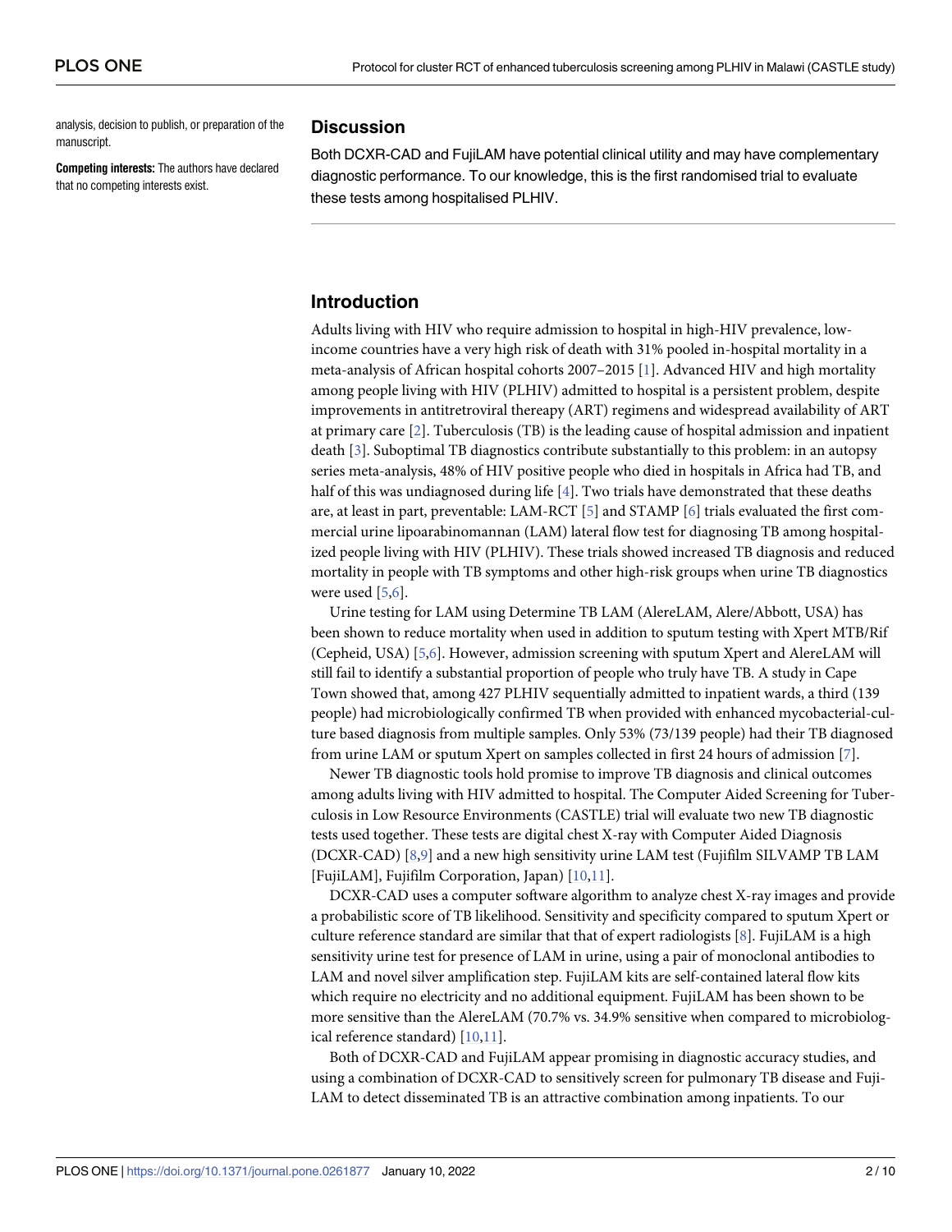analysis, decision to publish, or preparation of the manuscript.

**Competing interests:** The authors have declared that no competing interests exist.

## Discussion

Both DCXR-CAD and FujiLAM have potential clinical utility and may have complementary diagnostic performance. To our knowledge, this is the first randomised trial to evaluate these tests among hospitalised PLHIV.

## Introduction

Adults living with HIV who require admission to hospital in high-HIV prevalence, low-income countries have a very high risk of death with 31% pooled in-hospital mortality in a meta-analysis of African hospital cohorts 2007–2015 [1]. Advanced HIV and high mortality among people living with HIV (PLHIV) admitted to hospital is a persistent problem, despite improvements in antitretroviral thereapy (ART) regimens and widespread availability of ART at primary care [2]. Tuberculosis (TB) is the leading cause of hospital admission and inpatient death [3]. Suboptimal TB diagnostics contribute substantially to this problem: in an autopsy series meta-analysis, 48% of HIV positive people who died in hospitals in Africa had TB, and half of this was undiagnosed during life [4]. Two trials have demonstrated that these deaths are, at least in part, preventable: LAM-RCT [5] and STAMP [6] trials evaluated the first commercial urine lipoarabinomannan (LAM) lateral flow test for diagnosing TB among hospitalized people living with HIV (PLHIV). These trials showed increased TB diagnosis and reduced mortality in people with TB symptoms and other high-risk groups when urine TB diagnostics were used [5,6].

Urine testing for LAM using Determine TB LAM (AlereLAM, Alere/Abbott, USA) has been shown to reduce mortality when used in addition to sputum testing with Xpert MTB/Rif (Cepheid, USA) [5,6]. However, admission screening with sputum Xpert and AlereLAM will still fail to identify a substantial proportion of people who truly have TB. A study in Cape Town showed that, among 427 PLHIV sequentially admitted to inpatient wards, a third (139 people) had microbiologically confirmed TB when provided with enhanced mycobacterial-culture based diagnosis from multiple samples. Only 53% (73/139 people) had their TB diagnosed from urine LAM or sputum Xpert on samples collected in first 24 hours of admission [7].

Newer TB diagnostic tools hold promise to improve TB diagnosis and clinical outcomes among adults living with HIV admitted to hospital. The Computer Aided Screening for Tuberculosis in Low Resource Environments (CASTLE) trial will evaluate two new TB diagnostic tests used together. These tests are digital chest X-ray with Computer Aided Diagnosis (DCXR-CAD) [8,9] and a new high sensitivity urine LAM test (Fujifilm SILVAMP TB LAM [FujiLAM], Fujifilm Corporation, Japan) [10,11].

DCXR-CAD uses a computer software algorithm to analyze chest X-ray images and provide a probabilistic score of TB likelihood. Sensitivity and specificity compared to sputum Xpert or culture reference standard are similar that that of expert radiologists [8]. FujiLAM is a high sensitivity urine test for presence of LAM in urine, using a pair of monoclonal antibodies to LAM and novel silver amplification step. FujiLAM kits are self-contained lateral flow kits which require no electricity and no additional equipment. FujiLAM has been shown to be more sensitive than the AlereLAM (70.7% vs. 34.9% sensitive when compared to microbiological reference standard) [10,11].

Both of DCXR-CAD and FujiLAM appear promising in diagnostic accuracy studies, and using a combination of DCXR-CAD to sensitively screen for pulmonary TB disease and FujiLAM to detect disseminated TB is an attractive combination among inpatients. To our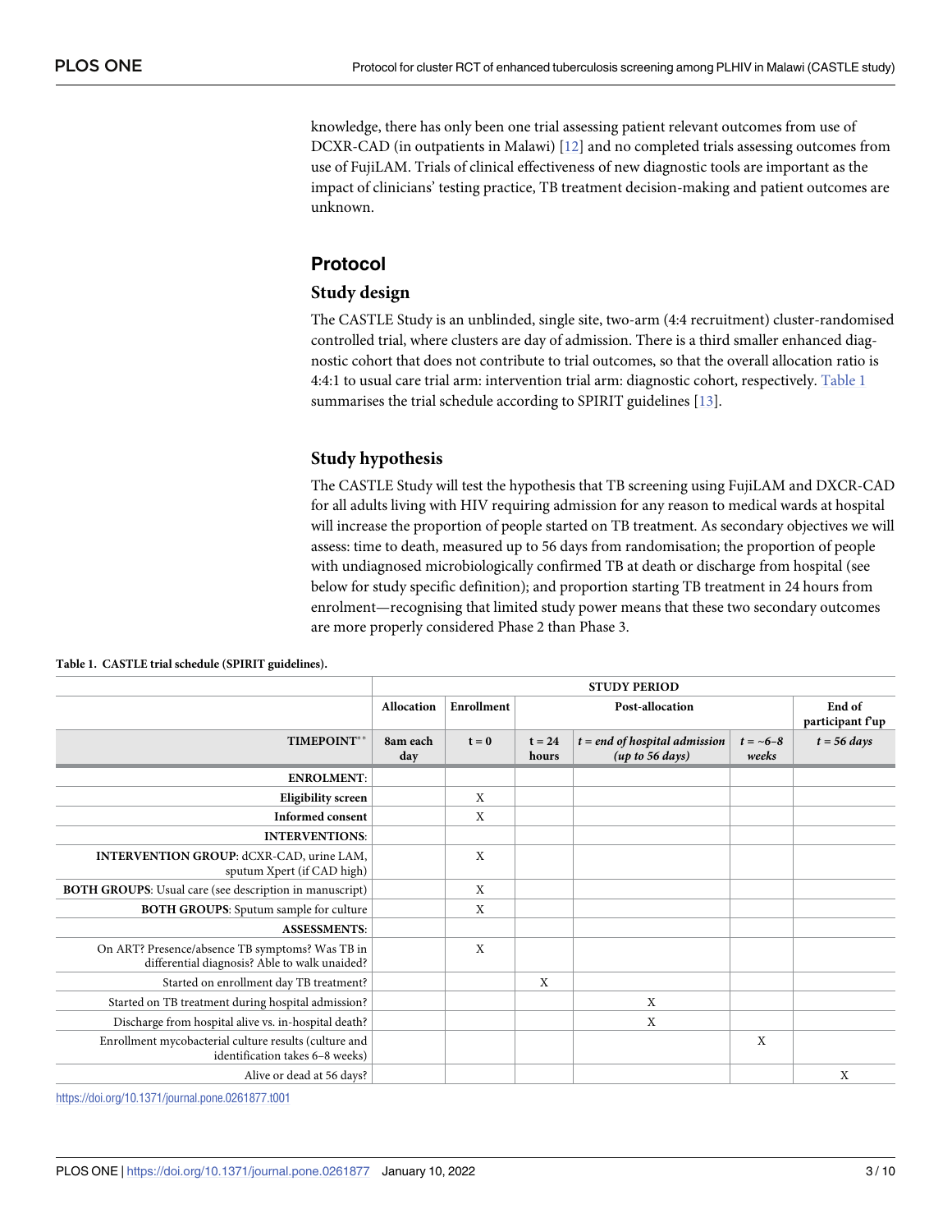knowledge, there has only been one trial assessing patient relevant outcomes from use of DCXR-CAD (in outpatients in Malawi) [12] and no completed trials assessing outcomes from use of FujiLAM. Trials of clinical effectiveness of new diagnostic tools are important as the impact of clinicians' testing practice, TB treatment decision-making and patient outcomes are unknown.

## Protocol

### Study design

The CASTLE Study is an unblinded, single site, two-arm (4:4 recruitment) cluster-randomised controlled trial, where clusters are day of admission. There is a third smaller enhanced diagnostic cohort that does not contribute to trial outcomes, so that the overall allocation ratio is 4:4:1 to usual care trial arm: intervention trial arm: diagnostic cohort, respectively. Table 1 summarises the trial schedule according to SPIRIT guidelines [13].

### Study hypothesis

The CASTLE Study will test the hypothesis that TB screening using FujiLAM and DXCR-CAD for all adults living with HIV requiring admission for any reason to medical wards at hospital will increase the proportion of people started on TB treatment. As secondary objectives we will assess: time to death, measured up to 56 days from randomisation; the proportion of people with undiagnosed microbiologically confirmed TB at death or discharge from hospital (see below for study specific definition); and proportion starting TB treatment in 24 hours from enrolment—recognising that limited study power means that these two secondary outcomes are more properly considered Phase 2 than Phase 3.

**Table 1. CASTLE trial schedule (SPIRIT guidelines).**

| | STUDY PERIOD | | | | | |
|---|---|---|---|---|---|---|
| | **Allocation** | **Enrollment** | **Post-allocation** | | | **End of participant f'up** |
| **TIMEPOINT**** | **8am each day** | **t = 0** | **t = 24 hours** | ***t = end of hospital admission (up to 56 days)*** | ***t = ~6–8 weeks*** | ***t = 56 days*** |
| **ENROLMENT**: | | | | | | |
| **Eligibility screen** | | X | | | | |
| **Informed consent** | | X | | | | |
| **INTERVENTIONS**: | | | | | | |
| **INTERVENTION GROUP**: dCXR-CAD, urine LAM, sputum Xpert (if CAD high) | | X | | | | |
| **BOTH GROUPS**: Usual care (see description in manuscript) | | X | | | | |
| **BOTH GROUPS**: Sputum sample for culture | | X | | | | |
| **ASSESSMENTS**: | | | | | | |
| On ART? Presence/absence TB symptoms? Was TB in differential diagnosis? Able to walk unaided? | | X | | | | |
| Started on enrollment day TB treatment? | | | X | | | |
| Started on TB treatment during hospital admission? | | | | X | | |
| Discharge from hospital alive vs. in-hospital death? | | | | X | | |
| Enrollment mycobacterial culture results (culture and identification takes 6–8 weeks) | | | | | X | |
| Alive or dead at 56 days? | | | | | | X |

https://doi.org/10.1371/journal.pone.0261877.t001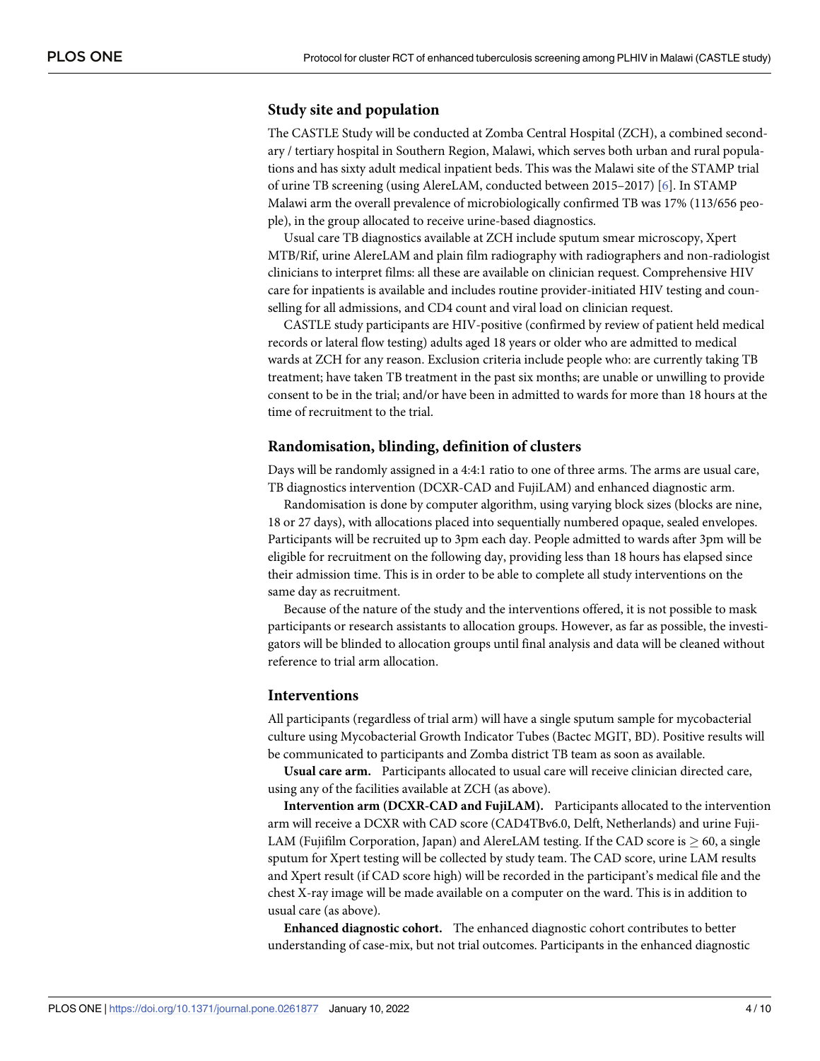## Study site and population

The CASTLE Study will be conducted at Zomba Central Hospital (ZCH), a combined secondary / tertiary hospital in Southern Region, Malawi, which serves both urban and rural populations and has sixty adult medical inpatient beds. This was the Malawi site of the STAMP trial of urine TB screening (using AlereLAM, conducted between 2015–2017) [6]. In STAMP Malawi arm the overall prevalence of microbiologically confirmed TB was 17% (113/656 people), in the group allocated to receive urine-based diagnostics.

Usual care TB diagnostics available at ZCH include sputum smear microscopy, Xpert MTB/Rif, urine AlereLAM and plain film radiography with radiographers and non-radiologist clinicians to interpret films: all these are available on clinician request. Comprehensive HIV care for inpatients is available and includes routine provider-initiated HIV testing and counselling for all admissions, and CD4 count and viral load on clinician request.

CASTLE study participants are HIV-positive (confirmed by review of patient held medical records or lateral flow testing) adults aged 18 years or older who are admitted to medical wards at ZCH for any reason. Exclusion criteria include people who: are currently taking TB treatment; have taken TB treatment in the past six months; are unable or unwilling to provide consent to be in the trial; and/or have been in admitted to wards for more than 18 hours at the time of recruitment to the trial.

## Randomisation, blinding, definition of clusters

Days will be randomly assigned in a 4:4:1 ratio to one of three arms. The arms are usual care, TB diagnostics intervention (DCXR-CAD and FujiLAM) and enhanced diagnostic arm.

Randomisation is done by computer algorithm, using varying block sizes (blocks are nine, 18 or 27 days), with allocations placed into sequentially numbered opaque, sealed envelopes. Participants will be recruited up to 3pm each day. People admitted to wards after 3pm will be eligible for recruitment on the following day, providing less than 18 hours has elapsed since their admission time. This is in order to be able to complete all study interventions on the same day as recruitment.

Because of the nature of the study and the interventions offered, it is not possible to mask participants or research assistants to allocation groups. However, as far as possible, the investigators will be blinded to allocation groups until final analysis and data will be cleaned without reference to trial arm allocation.

## Interventions

All participants (regardless of trial arm) will have a single sputum sample for mycobacterial culture using Mycobacterial Growth Indicator Tubes (Bactec MGIT, BD). Positive results will be communicated to participants and Zomba district TB team as soon as available.

**Usual care arm.** Participants allocated to usual care will receive clinician directed care, using any of the facilities available at ZCH (as above).

**Intervention arm (DCXR-CAD and FujiLAM).** Participants allocated to the intervention arm will receive a DCXR with CAD score (CAD4TBv6.0, Delft, Netherlands) and urine FujiLAM (Fujifilm Corporation, Japan) and AlereLAM testing. If the CAD score is $\geq 60$, a single sputum for Xpert testing will be collected by study team. The CAD score, urine LAM results and Xpert result (if CAD score high) will be recorded in the participant's medical file and the chest X-ray image will be made available on a computer on the ward. This is in addition to usual care (as above).

**Enhanced diagnostic cohort.** The enhanced diagnostic cohort contributes to better understanding of case-mix, but not trial outcomes. Participants in the enhanced diagnostic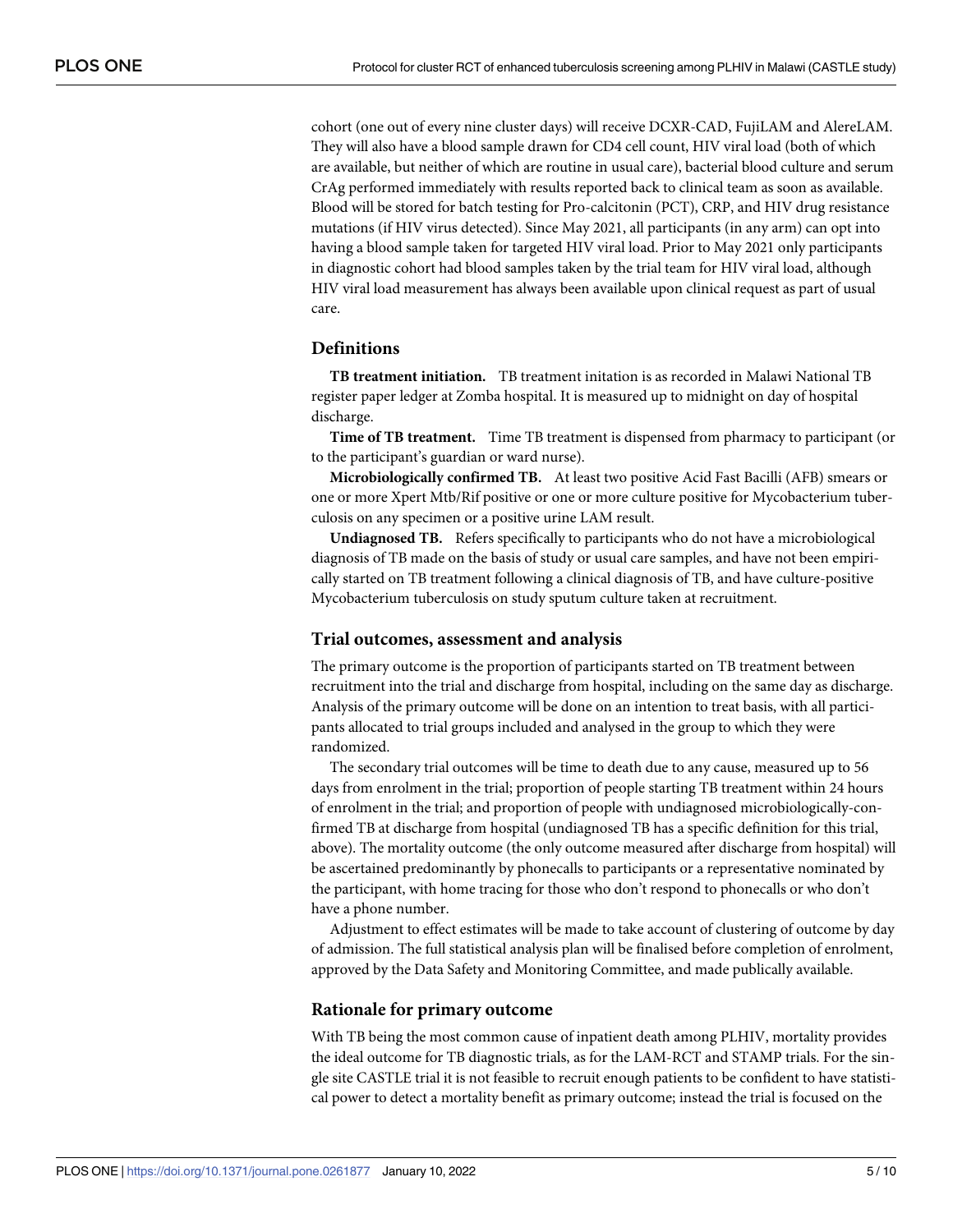cohort (one out of every nine cluster days) will receive DCXR-CAD, FujiLAM and AlereLAM. They will also have a blood sample drawn for CD4 cell count, HIV viral load (both of which are available, but neither of which are routine in usual care), bacterial blood culture and serum CrAg performed immediately with results reported back to clinical team as soon as available. Blood will be stored for batch testing for Pro-calcitonin (PCT), CRP, and HIV drug resistance mutations (if HIV virus detected). Since May 2021, all participants (in any arm) can opt into having a blood sample taken for targeted HIV viral load. Prior to May 2021 only participants in diagnostic cohort had blood samples taken by the trial team for HIV viral load, although HIV viral load measurement has always been available upon clinical request as part of usual care.

## Definitions

**TB treatment initiation.** TB treatment initation is as recorded in Malawi National TB register paper ledger at Zomba hospital. It is measured up to midnight on day of hospital discharge.

**Time of TB treatment.** Time TB treatment is dispensed from pharmacy to participant (or to the participant's guardian or ward nurse).

**Microbiologically confirmed TB.** At least two positive Acid Fast Bacilli (AFB) smears or one or more Xpert Mtb/Rif positive or one or more culture positive for Mycobacterium tuberculosis on any specimen or a positive urine LAM result.

**Undiagnosed TB.** Refers specifically to participants who do not have a microbiological diagnosis of TB made on the basis of study or usual care samples, and have not been empirically started on TB treatment following a clinical diagnosis of TB, and have culture-positive Mycobacterium tuberculosis on study sputum culture taken at recruitment.

## Trial outcomes, assessment and analysis

The primary outcome is the proportion of participants started on TB treatment between recruitment into the trial and discharge from hospital, including on the same day as discharge. Analysis of the primary outcome will be done on an intention to treat basis, with all participants allocated to trial groups included and analysed in the group to which they were randomized.

The secondary trial outcomes will be time to death due to any cause, measured up to 56 days from enrolment in the trial; proportion of people starting TB treatment within 24 hours of enrolment in the trial; and proportion of people with undiagnosed microbiologically-confirmed TB at discharge from hospital (undiagnosed TB has a specific definition for this trial, above). The mortality outcome (the only outcome measured after discharge from hospital) will be ascertained predominantly by phonecalls to participants or a representative nominated by the participant, with home tracing for those who don't respond to phonecalls or who don't have a phone number.

Adjustment to effect estimates will be made to take account of clustering of outcome by day of admission. The full statistical analysis plan will be finalised before completion of enrolment, approved by the Data Safety and Monitoring Committee, and made publically available.

## Rationale for primary outcome

With TB being the most common cause of inpatient death among PLHIV, mortality provides the ideal outcome for TB diagnostic trials, as for the LAM-RCT and STAMP trials. For the single site CASTLE trial it is not feasible to recruit enough patients to be confident to have statistical power to detect a mortality benefit as primary outcome; instead the trial is focused on the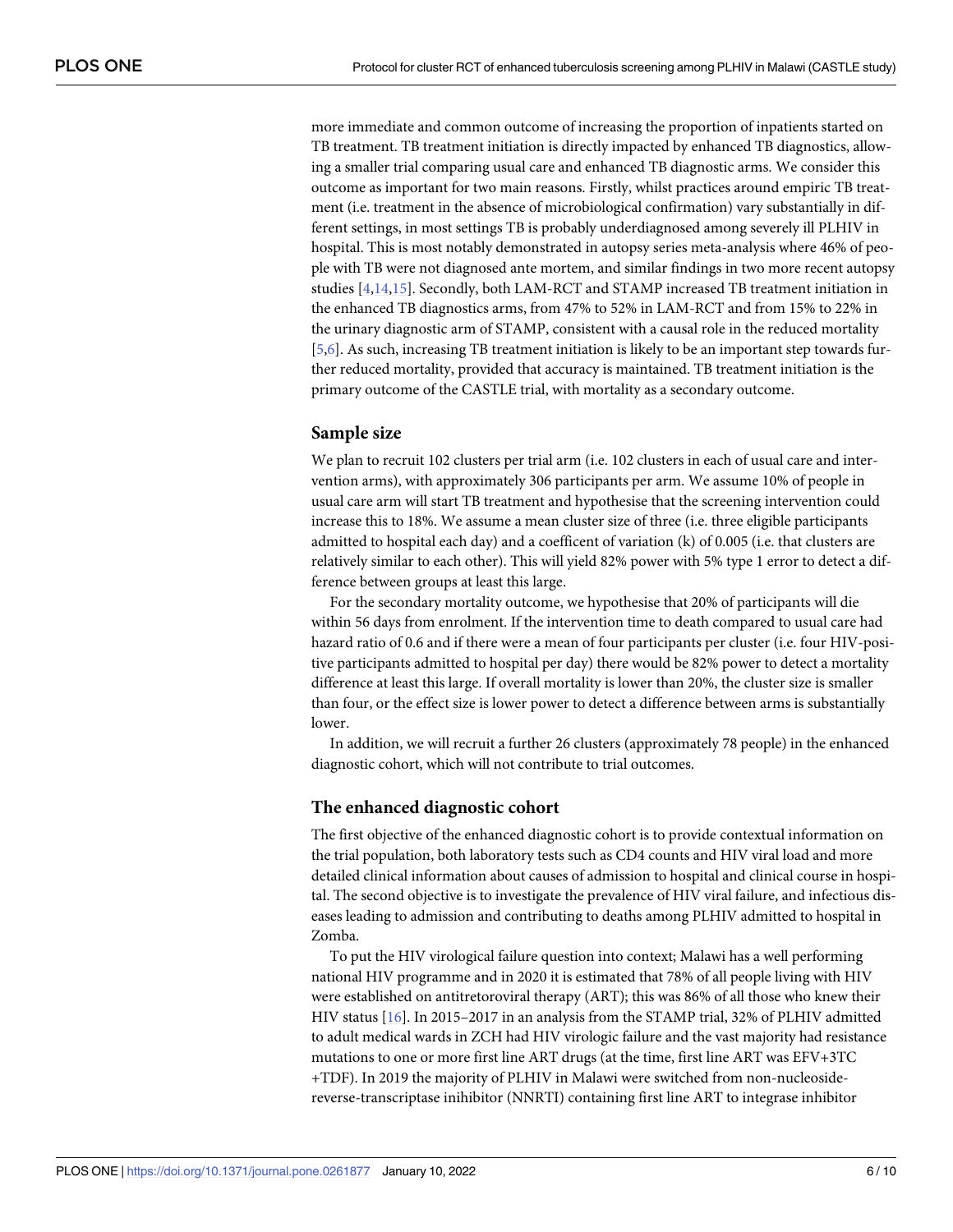more immediate and common outcome of increasing the proportion of inpatients started on TB treatment. TB treatment initiation is directly impacted by enhanced TB diagnostics, allowing a smaller trial comparing usual care and enhanced TB diagnostic arms. We consider this outcome as important for two main reasons. Firstly, whilst practices around empiric TB treatment (i.e. treatment in the absence of microbiological confirmation) vary substantially in different settings, in most settings TB is probably underdiagnosed among severely ill PLHIV in hospital. This is most notably demonstrated in autopsy series meta-analysis where 46% of people with TB were not diagnosed ante mortem, and similar findings in two more recent autopsy studies [4,14,15]. Secondly, both LAM-RCT and STAMP increased TB treatment initiation in the enhanced TB diagnostics arms, from 47% to 52% in LAM-RCT and from 15% to 22% in the urinary diagnostic arm of STAMP, consistent with a causal role in the reduced mortality [5,6]. As such, increasing TB treatment initiation is likely to be an important step towards further reduced mortality, provided that accuracy is maintained. TB treatment initiation is the primary outcome of the CASTLE trial, with mortality as a secondary outcome.

## Sample size

We plan to recruit 102 clusters per trial arm (i.e. 102 clusters in each of usual care and intervention arms), with approximately 306 participants per arm. We assume 10% of people in usual care arm will start TB treatment and hypothesise that the screening intervention could increase this to 18%. We assume a mean cluster size of three (i.e. three eligible participants admitted to hospital each day) and a coefficent of variation (k) of 0.005 (i.e. that clusters are relatively similar to each other). This will yield 82% power with 5% type 1 error to detect a difference between groups at least this large.

For the secondary mortality outcome, we hypothesise that 20% of participants will die within 56 days from enrolment. If the intervention time to death compared to usual care had hazard ratio of 0.6 and if there were a mean of four participants per cluster (i.e. four HIV-positive participants admitted to hospital per day) there would be 82% power to detect a mortality difference at least this large. If overall mortality is lower than 20%, the cluster size is smaller than four, or the effect size is lower power to detect a difference between arms is substantially lower.

In addition, we will recruit a further 26 clusters (approximately 78 people) in the enhanced diagnostic cohort, which will not contribute to trial outcomes.

## The enhanced diagnostic cohort

The first objective of the enhanced diagnostic cohort is to provide contextual information on the trial population, both laboratory tests such as CD4 counts and HIV viral load and more detailed clinical information about causes of admission to hospital and clinical course in hospital. The second objective is to investigate the prevalence of HIV viral failure, and infectious diseases leading to admission and contributing to deaths among PLHIV admitted to hospital in Zomba.

To put the HIV virological failure question into context; Malawi has a well performing national HIV programme and in 2020 it is estimated that 78% of all people living with HIV were established on antitretoroviral therapy (ART); this was 86% of all those who knew their HIV status [16]. In 2015–2017 in an analysis from the STAMP trial, 32% of PLHIV admitted to adult medical wards in ZCH had HIV virologic failure and the vast majority had resistance mutations to one or more first line ART drugs (at the time, first line ART was EFV+3TC +TDF). In 2019 the majority of PLHIV in Malawi were switched from non-nucleoside-reverse-transcriptase inihibitor (NNRTI) containing first line ART to integrase inhibitor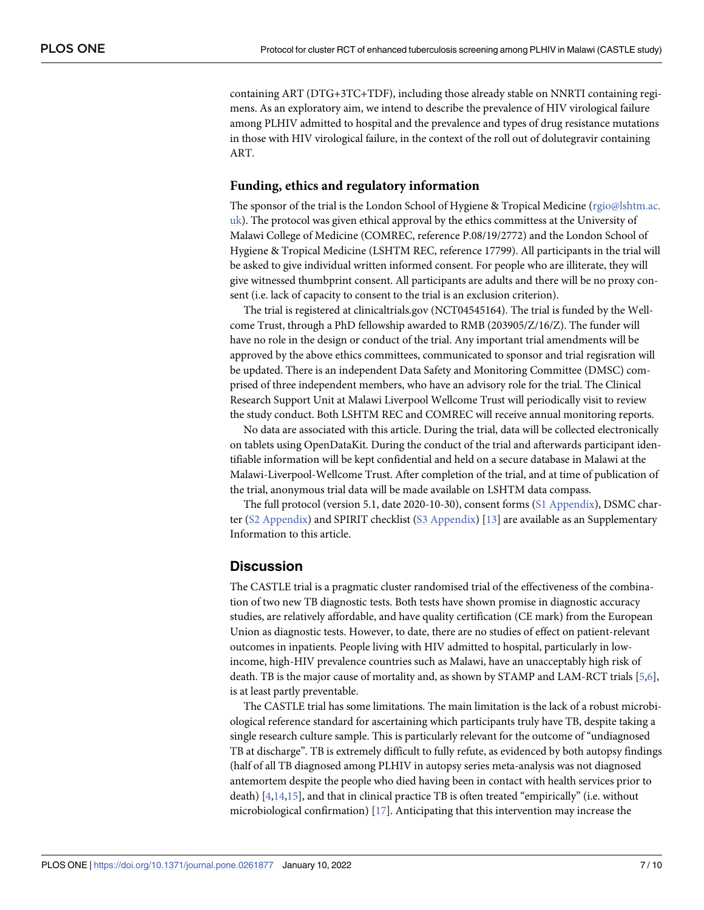containing ART (DTG+3TC+TDF), including those already stable on NNRTI containing regimens. As an exploratory aim, we intend to describe the prevalence of HIV virological failure among PLHIV admitted to hospital and the prevalence and types of drug resistance mutations in those with HIV virological failure, in the context of the roll out of dolutegravir containing ART.

### Funding, ethics and regulatory information

The sponsor of the trial is the London School of Hygiene & Tropical Medicine (rgio@lshtm.ac.uk). The protocol was given ethical approval by the ethics committess at the University of Malawi College of Medicine (COMREC, reference P.08/19/2772) and the London School of Hygiene & Tropical Medicine (LSHTM REC, reference 17799). All participants in the trial will be asked to give individual written informed consent. For people who are illiterate, they will give witnessed thumbprint consent. All participants are adults and there will be no proxy consent (i.e. lack of capacity to consent to the trial is an exclusion criterion).

The trial is registered at clinicaltrials.gov (NCT04545164). The trial is funded by the Wellcome Trust, through a PhD fellowship awarded to RMB (203905/Z/16/Z). The funder will have no role in the design or conduct of the trial. Any important trial amendments will be approved by the above ethics committees, communicated to sponsor and trial regisration will be updated. There is an independent Data Safety and Monitoring Committee (DMSC) comprised of three independent members, who have an advisory role for the trial. The Clinical Research Support Unit at Malawi Liverpool Wellcome Trust will periodically visit to review the study conduct. Both LSHTM REC and COMREC will receive annual monitoring reports.

No data are associated with this article. During the trial, data will be collected electronically on tablets using OpenDataKit. During the conduct of the trial and afterwards participant identifiable information will be kept confidential and held on a secure database in Malawi at the Malawi-Liverpool-Wellcome Trust. After completion of the trial, and at time of publication of the trial, anonymous trial data will be made available on LSHTM data compass.

The full protocol (version 5.1, date 2020-10-30), consent forms (S1 Appendix), DSMC charter (S2 Appendix) and SPIRIT checklist (S3 Appendix) [13] are available as an Supplementary Information to this article.

## Discussion

The CASTLE trial is a pragmatic cluster randomised trial of the effectiveness of the combination of two new TB diagnostic tests. Both tests have shown promise in diagnostic accuracy studies, are relatively affordable, and have quality certification (CE mark) from the European Union as diagnostic tests. However, to date, there are no studies of effect on patient-relevant outcomes in inpatients. People living with HIV admitted to hospital, particularly in low-income, high-HIV prevalence countries such as Malawi, have an unacceptably high risk of death. TB is the major cause of mortality and, as shown by STAMP and LAM-RCT trials [5,6], is at least partly preventable.

The CASTLE trial has some limitations. The main limitation is the lack of a robust microbiological reference standard for ascertaining which participants truly have TB, despite taking a single research culture sample. This is particularly relevant for the outcome of "undiagnosed TB at discharge". TB is extremely difficult to fully refute, as evidenced by both autopsy findings (half of all TB diagnosed among PLHIV in autopsy series meta-analysis was not diagnosed antemortem despite the people who died having been in contact with health services prior to death) [4,14,15], and that in clinical practice TB is often treated "empirically" (i.e. without microbiological confirmation) [17]. Anticipating that this intervention may increase the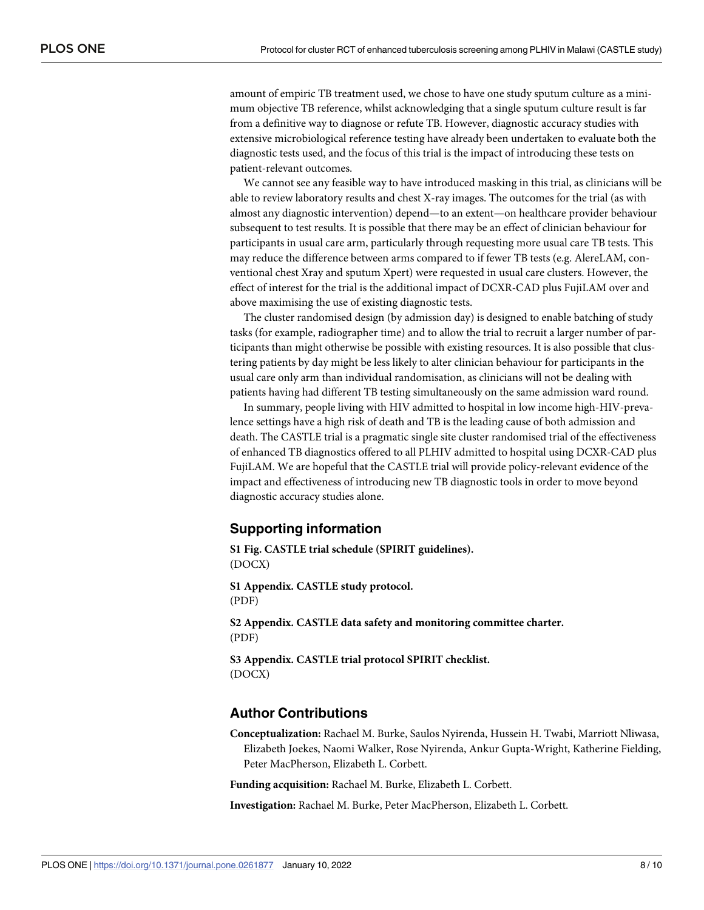amount of empiric TB treatment used, we chose to have one study sputum culture as a minimum objective TB reference, whilst acknowledging that a single sputum culture result is far from a definitive way to diagnose or refute TB. However, diagnostic accuracy studies with extensive microbiological reference testing have already been undertaken to evaluate both the diagnostic tests used, and the focus of this trial is the impact of introducing these tests on patient-relevant outcomes.

We cannot see any feasible way to have introduced masking in this trial, as clinicians will be able to review laboratory results and chest X-ray images. The outcomes for the trial (as with almost any diagnostic intervention) depend—to an extent—on healthcare provider behaviour subsequent to test results. It is possible that there may be an effect of clinician behaviour for participants in usual care arm, particularly through requesting more usual care TB tests. This may reduce the difference between arms compared to if fewer TB tests (e.g. AlereLAM, conventional chest Xray and sputum Xpert) were requested in usual care clusters. However, the effect of interest for the trial is the additional impact of DCXR-CAD plus FujiLAM over and above maximising the use of existing diagnostic tests.

The cluster randomised design (by admission day) is designed to enable batching of study tasks (for example, radiographer time) and to allow the trial to recruit a larger number of participants than might otherwise be possible with existing resources. It is also possible that clustering patients by day might be less likely to alter clinician behaviour for participants in the usual care only arm than individual randomisation, as clinicians will not be dealing with patients having had different TB testing simultaneously on the same admission ward round.

In summary, people living with HIV admitted to hospital in low income high-HIV-prevalence settings have a high risk of death and TB is the leading cause of both admission and death. The CASTLE trial is a pragmatic single site cluster randomised trial of the effectiveness of enhanced TB diagnostics offered to all PLHIV admitted to hospital using DCXR-CAD plus FujiLAM. We are hopeful that the CASTLE trial will provide policy-relevant evidence of the impact and effectiveness of introducing new TB diagnostic tools in order to move beyond diagnostic accuracy studies alone.

## Supporting information

**S1 Fig. CASTLE trial schedule (SPIRIT guidelines).**
(DOCX)

**S1 Appendix. CASTLE study protocol.**
(PDF)

**S2 Appendix. CASTLE data safety and monitoring committee charter.**
(PDF)

**S3 Appendix. CASTLE trial protocol SPIRIT checklist.**
(DOCX)

## Author Contributions

**Conceptualization:** Rachael M. Burke, Saulos Nyirenda, Hussein H. Twabi, Marriott Nliwasa, Elizabeth Joekes, Naomi Walker, Rose Nyirenda, Ankur Gupta-Wright, Katherine Fielding, Peter MacPherson, Elizabeth L. Corbett.

**Funding acquisition:** Rachael M. Burke, Elizabeth L. Corbett.

**Investigation:** Rachael M. Burke, Peter MacPherson, Elizabeth L. Corbett.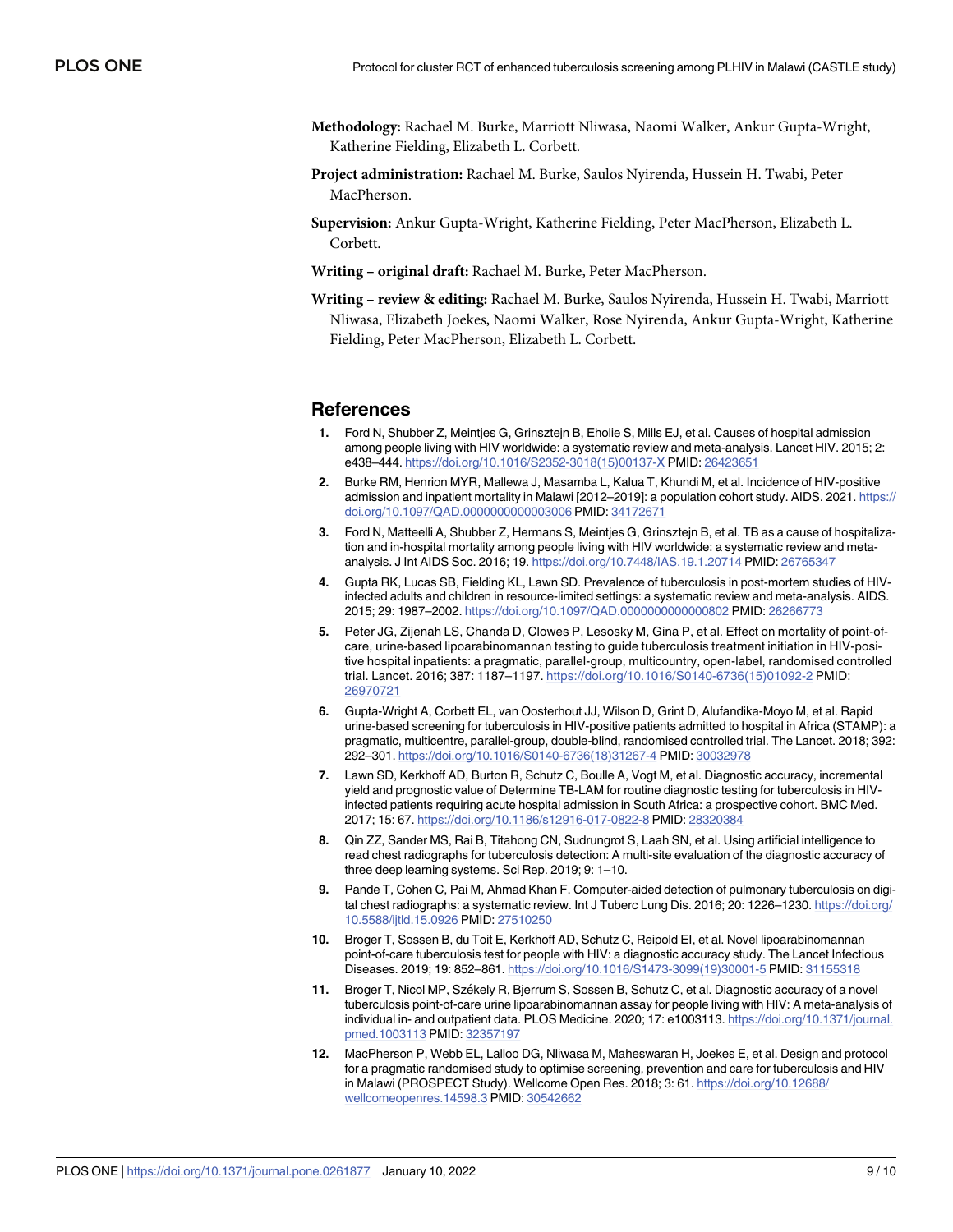**Methodology:** Rachael M. Burke, Marriott Nliwasa, Naomi Walker, Ankur Gupta-Wright, Katherine Fielding, Elizabeth L. Corbett.

**Project administration:** Rachael M. Burke, Saulos Nyirenda, Hussein H. Twabi, Peter MacPherson.

**Supervision:** Ankur Gupta-Wright, Katherine Fielding, Peter MacPherson, Elizabeth L. Corbett.

**Writing – original draft:** Rachael M. Burke, Peter MacPherson.

**Writing – review & editing:** Rachael M. Burke, Saulos Nyirenda, Hussein H. Twabi, Marriott Nliwasa, Elizabeth Joekes, Naomi Walker, Rose Nyirenda, Ankur Gupta-Wright, Katherine Fielding, Peter MacPherson, Elizabeth L. Corbett.

## References

1. Ford N, Shubber Z, Meintjes G, Grinsztejn B, Eholie S, Mills EJ, et al. Causes of hospital admission among people living with HIV worldwide: a systematic review and meta-analysis. Lancet HIV. 2015; 2: e438–444. https://doi.org/10.1016/S2352-3018(15)00137-X PMID: 26423651
2. Burke RM, Henrion MYR, Mallewa J, Masamba L, Kalua T, Khundi M, et al. Incidence of HIV-positive admission and inpatient mortality in Malawi [2012–2019]: a population cohort study. AIDS. 2021. https://doi.org/10.1097/QAD.0000000000003006 PMID: 34172671
3. Ford N, Matteelli A, Shubber Z, Hermans S, Meintjes G, Grinsztejn B, et al. TB as a cause of hospitalization and in-hospital mortality among people living with HIV worldwide: a systematic review and meta-analysis. J Int AIDS Soc. 2016; 19. https://doi.org/10.7448/IAS.19.1.20714 PMID: 26765347
4. Gupta RK, Lucas SB, Fielding KL, Lawn SD. Prevalence of tuberculosis in post-mortem studies of HIV-infected adults and children in resource-limited settings: a systematic review and meta-analysis. AIDS. 2015; 29: 1987–2002. https://doi.org/10.1097/QAD.0000000000000802 PMID: 26266773
5. Peter JG, Zijenah LS, Chanda D, Clowes P, Lesosky M, Gina P, et al. Effect on mortality of point-of-care, urine-based lipoarabinomannan testing to guide tuberculosis treatment initiation in HIV-positive hospital inpatients: a pragmatic, parallel-group, multicountry, open-label, randomised controlled trial. Lancet. 2016; 387: 1187–1197. https://doi.org/10.1016/S0140-6736(15)01092-2 PMID: 26970721
6. Gupta-Wright A, Corbett EL, van Oosterhout JJ, Wilson D, Grint D, Alufandika-Moyo M, et al. Rapid urine-based screening for tuberculosis in HIV-positive patients admitted to hospital in Africa (STAMP): a pragmatic, multicentre, parallel-group, double-blind, randomised controlled trial. The Lancet. 2018; 392: 292–301. https://doi.org/10.1016/S0140-6736(18)31267-4 PMID: 30032978
7. Lawn SD, Kerkhoff AD, Burton R, Schutz C, Boulle A, Vogt M, et al. Diagnostic accuracy, incremental yield and prognostic value of Determine TB-LAM for routine diagnostic testing for tuberculosis in HIV-infected patients requiring acute hospital admission in South Africa: a prospective cohort. BMC Med. 2017; 15: 67. https://doi.org/10.1186/s12916-017-0822-8 PMID: 28320384
8. Qin ZZ, Sander MS, Rai B, Titahong CN, Sudrungrot S, Laah SN, et al. Using artificial intelligence to read chest radiographs for tuberculosis detection: A multi-site evaluation of the diagnostic accuracy of three deep learning systems. Sci Rep. 2019; 9: 1–10.
9. Pande T, Cohen C, Pai M, Ahmad Khan F. Computer-aided detection of pulmonary tuberculosis on digital chest radiographs: a systematic review. Int J Tuberc Lung Dis. 2016; 20: 1226–1230. https://doi.org/10.5588/ijtld.15.0926 PMID: 27510250
10. Broger T, Sossen B, du Toit E, Kerkhoff AD, Schutz C, Reipold EI, et al. Novel lipoarabinomannan point-of-care tuberculosis test for people with HIV: a diagnostic accuracy study. The Lancet Infectious Diseases. 2019; 19: 852–861. https://doi.org/10.1016/S1473-3099(19)30001-5 PMID: 31155318
11. Broger T, Nicol MP, Székely R, Bjerrum S, Sossen B, Schutz C, et al. Diagnostic accuracy of a novel tuberculosis point-of-care urine lipoarabinomannan assay for people living with HIV: A meta-analysis of individual in- and outpatient data. PLOS Medicine. 2020; 17: e1003113. https://doi.org/10.1371/journal.pmed.1003113 PMID: 32357197
12. MacPherson P, Webb EL, Lalloo DG, Nliwasa M, Maheswaran H, Joekes E, et al. Design and protocol for a pragmatic randomised study to optimise screening, prevention and care for tuberculosis and HIV in Malawi (PROSPECT Study). Wellcome Open Res. 2018; 3: 61. https://doi.org/10.12688/wellcomeopenres.14598.3 PMID: 30542662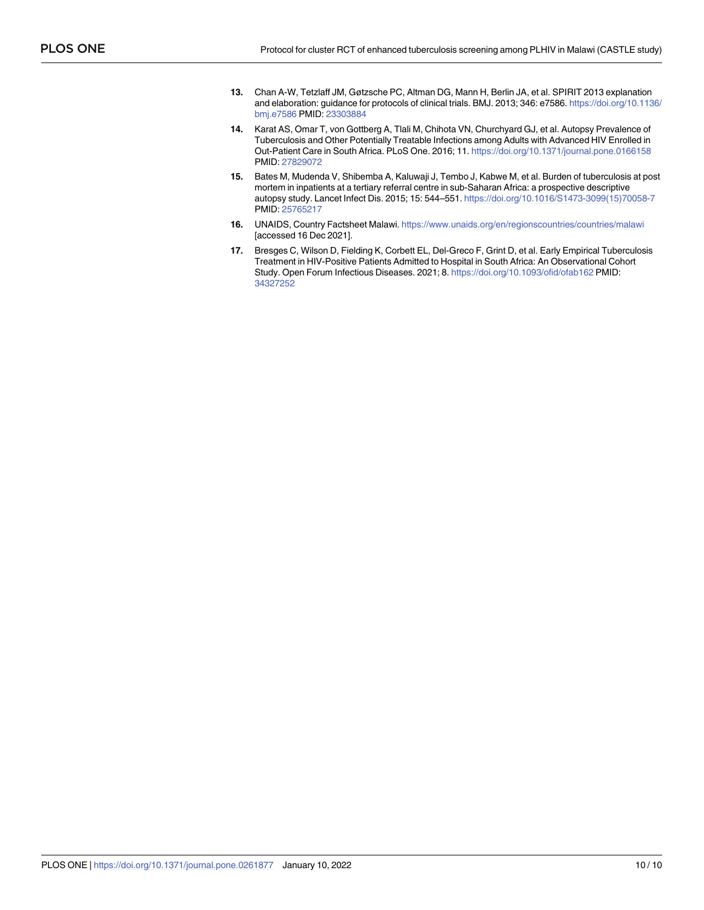13. Chan A-W, Tetzlaff JM, Gøtzsche PC, Altman DG, Mann H, Berlin JA, et al. SPIRIT 2013 explanation and elaboration: guidance for protocols of clinical trials. BMJ. 2013; 346: e7586. https://doi.org/10.1136/bmj.e7586 PMID: 23303884

14. Karat AS, Omar T, von Gottberg A, Tlali M, Chihota VN, Churchyard GJ, et al. Autopsy Prevalence of Tuberculosis and Other Potentially Treatable Infections among Adults with Advanced HIV Enrolled in Out-Patient Care in South Africa. PLoS One. 2016; 11. https://doi.org/10.1371/journal.pone.0166158 PMID: 27829072

15. Bates M, Mudenda V, Shibemba A, Kaluwaji J, Tembo J, Kabwe M, et al. Burden of tuberculosis at post mortem in inpatients at a tertiary referral centre in sub-Saharan Africa: a prospective descriptive autopsy study. Lancet Infect Dis. 2015; 15: 544–551. https://doi.org/10.1016/S1473-3099(15)70058-7 PMID: 25765217

16. UNAIDS, Country Factsheet Malawi. https://www.unaids.org/en/regionscountries/countries/malawi [accessed 16 Dec 2021].

17. Bresges C, Wilson D, Fielding K, Corbett EL, Del-Greco F, Grint D, et al. Early Empirical Tuberculosis Treatment in HIV-Positive Patients Admitted to Hospital in South Africa: An Observational Cohort Study. Open Forum Infectious Diseases. 2021; 8. https://doi.org/10.1093/ofid/ofab162 PMID: 34327252